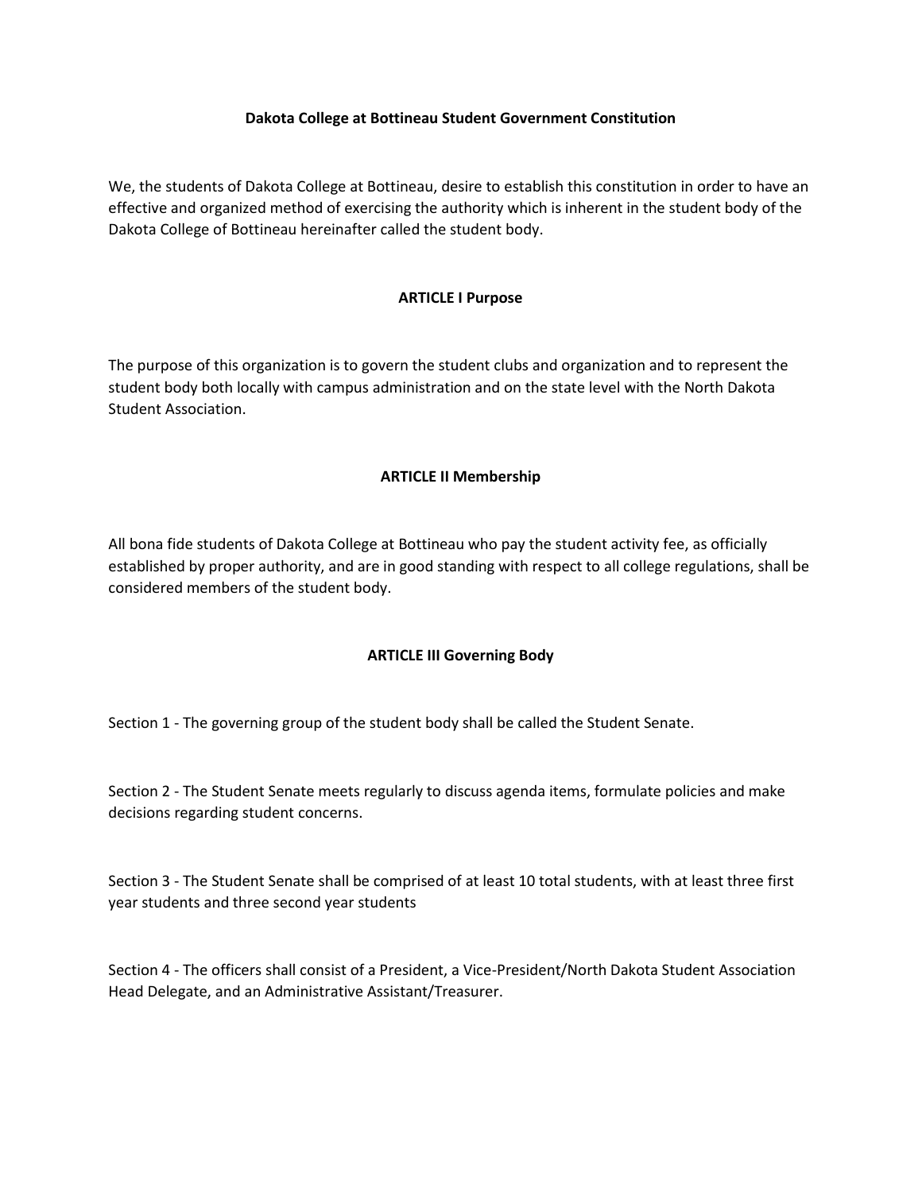# Dakota College at Bottineau Student Government Constitution

We, the students of Dakota College at Bottineau, desire to establish this constitution in order to have an effective and organized method of exercising the authority which is inherent in the student body of the Dakota College of Bottineau hereinafter called the student body.

## ARTICLE I Purpose

The purpose of this organization is to govern the student clubs and organization and to represent the student body both locally with campus administration and on the state level with the North Dakota Student Association.

## ARTICLE II Membership

All bona fide students of Dakota College at Bottineau who pay the student activity fee, as officially established by proper authority, and are in good standing with respect to all college regulations, shall be considered members of the student body.

## ARTICLE III Governing Body

Section 1 - The governing group of the student body shall be called the Student Senate.

Section 2 - The Student Senate meets regularly to discuss agenda items, formulate policies and make decisions regarding student concerns.

Section 3 - The Student Senate shall be comprised of at least 10 total students, with at least three first year students and three second year students

Section 4 - The officers shall consist of a President, a Vice-President/North Dakota Student Association Head Delegate, and an Administrative Assistant/Treasurer.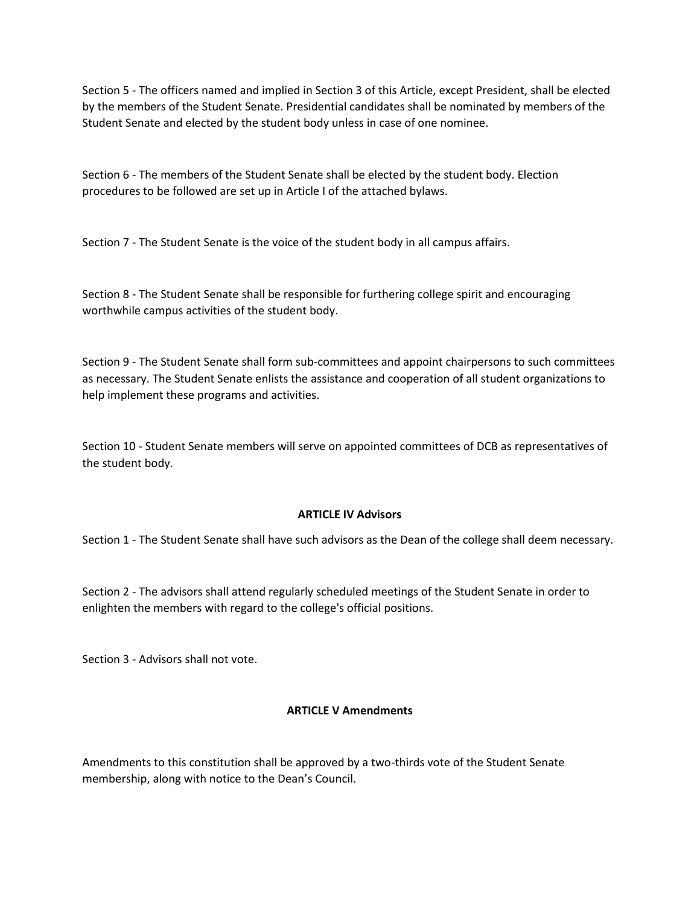Section 5 - The officers named and implied in Section 3 of this Article, except President, shall be elected by the members of the Student Senate. Presidential candidates shall be nominated by members of the Student Senate and elected by the student body unless in case of one nominee.

Section 6 - The members of the Student Senate shall be elected by the student body. Election procedures to be followed are set up in Article I of the attached bylaws.

Section 7 - The Student Senate is the voice of the student body in all campus affairs.

Section 8 - The Student Senate shall be responsible for furthering college spirit and encouraging worthwhile campus activities of the student body.

Section 9 - The Student Senate shall form sub-committees and appoint chairpersons to such committees as necessary. The Student Senate enlists the assistance and cooperation of all student organizations to help implement these programs and activities.

Section 10 - Student Senate members will serve on appointed committees of DCB as representatives of the student body.

## ARTICLE IV Advisors

Section 1 - The Student Senate shall have such advisors as the Dean of the college shall deem necessary.

Section 2 - The advisors shall attend regularly scheduled meetings of the Student Senate in order to enlighten the members with regard to the college's official positions.

Section 3 - Advisors shall not vote.

## ARTICLE V Amendments

Amendments to this constitution shall be approved by a two-thirds vote of the Student Senate membership, along with notice to the Dean's Council.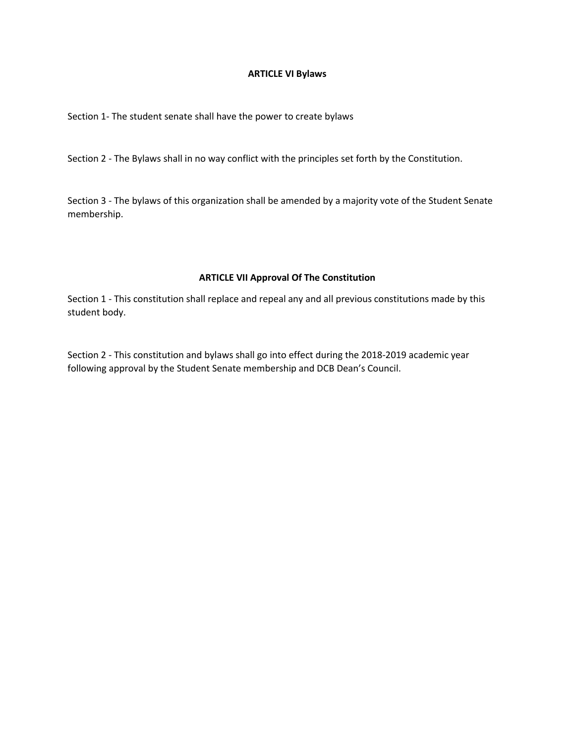**ARTICLE VI Bylaws**

Section 1- The student senate shall have the power to create bylaws

Section 2 - The Bylaws shall in no way conflict with the principles set forth by the Constitution.

Section 3 - The bylaws of this organization shall be amended by a majority vote of the Student Senate membership.

**ARTICLE VII Approval Of The Constitution**

Section 1 - This constitution shall replace and repeal any and all previous constitutions made by this student body.

Section 2 - This constitution and bylaws shall go into effect during the 2018-2019 academic year following approval by the Student Senate membership and DCB Dean's Council.